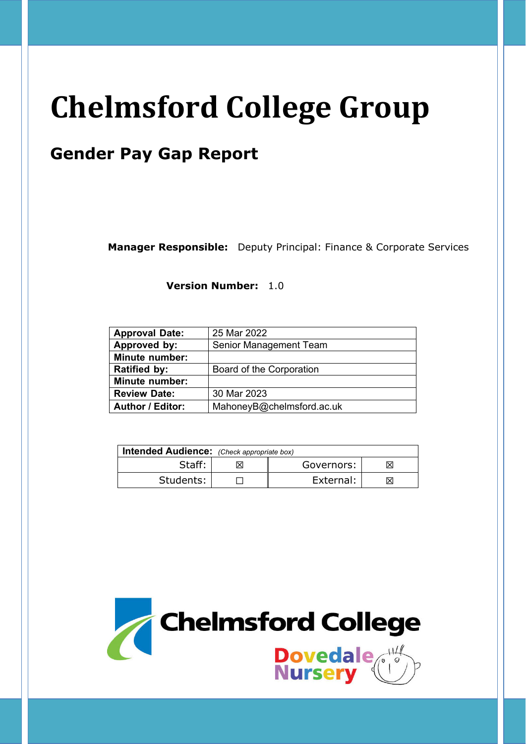# Chelmsford College Group

## Gender Pay Gap Report

**Manager Responsible:** Deputy Principal: Finance & Corporate Services

**Version Number:** 1.0

| | |
|---|---|
| **Approval Date:** | 25 Mar 2022 |
| **Approved by:** | Senior Management Team |
| **Minute number:** | |
| **Ratified by:** | Board of the Corporation |
| **Minute number:** | |
| **Review Date:** | 30 Mar 2023 |
| **Author / Editor:** | MahoneyB@chelmsford.ac.uk |

| **Intended Audience:** *(Check appropriate box)* | | | |
|---|---|---|---|
| Staff: | ☒ | Governors: | ☒ |
| Students: | ☐ | External: | ☒ |

Chelmsford College

Dovedale Nursery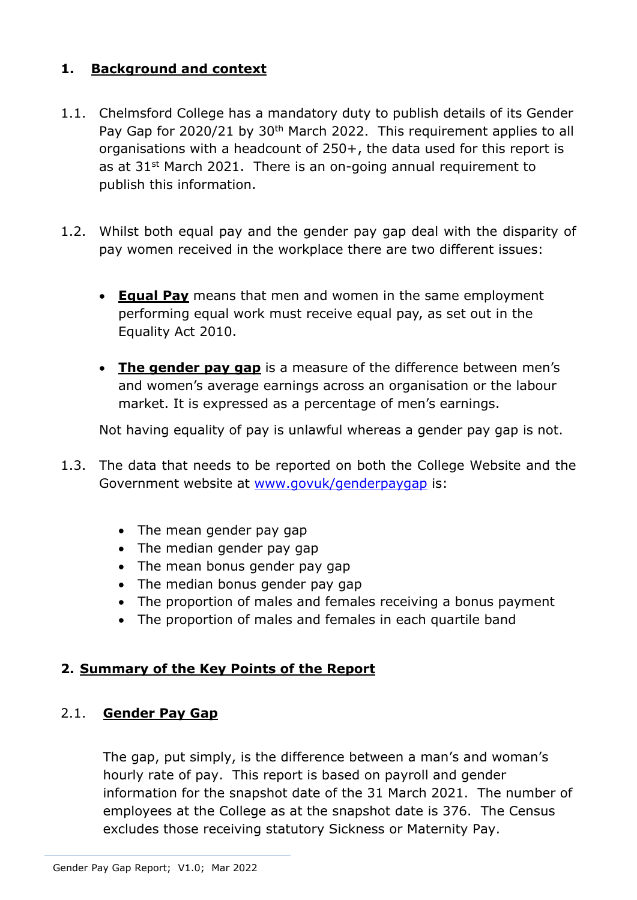## 1. Background and context

1.1. Chelmsford College has a mandatory duty to publish details of its Gender Pay Gap for 2020/21 by 30th March 2022. This requirement applies to all organisations with a headcount of 250+, the data used for this report is as at 31st March 2021. There is an on-going annual requirement to publish this information.

1.2. Whilst both equal pay and the gender pay gap deal with the disparity of pay women received in the workplace there are two different issues:

- **Equal Pay** means that men and women in the same employment performing equal work must receive equal pay, as set out in the Equality Act 2010.
- **The gender pay gap** is a measure of the difference between men's and women's average earnings across an organisation or the labour market. It is expressed as a percentage of men's earnings.

Not having equality of pay is unlawful whereas a gender pay gap is not.

1.3. The data that needs to be reported on both the College Website and the Government website at [www.govuk/genderpaygap](www.govuk/genderpaygap) is:

- The mean gender pay gap
- The median gender pay gap
- The mean bonus gender pay gap
- The median bonus gender pay gap
- The proportion of males and females receiving a bonus payment
- The proportion of males and females in each quartile band

## 2. Summary of the Key Points of the Report

### 2.1. Gender Pay Gap

The gap, put simply, is the difference between a man's and woman's hourly rate of pay. This report is based on payroll and gender information for the snapshot date of the 31 March 2021. The number of employees at the College as at the snapshot date is 376. The Census excludes those receiving statutory Sickness or Maternity Pay.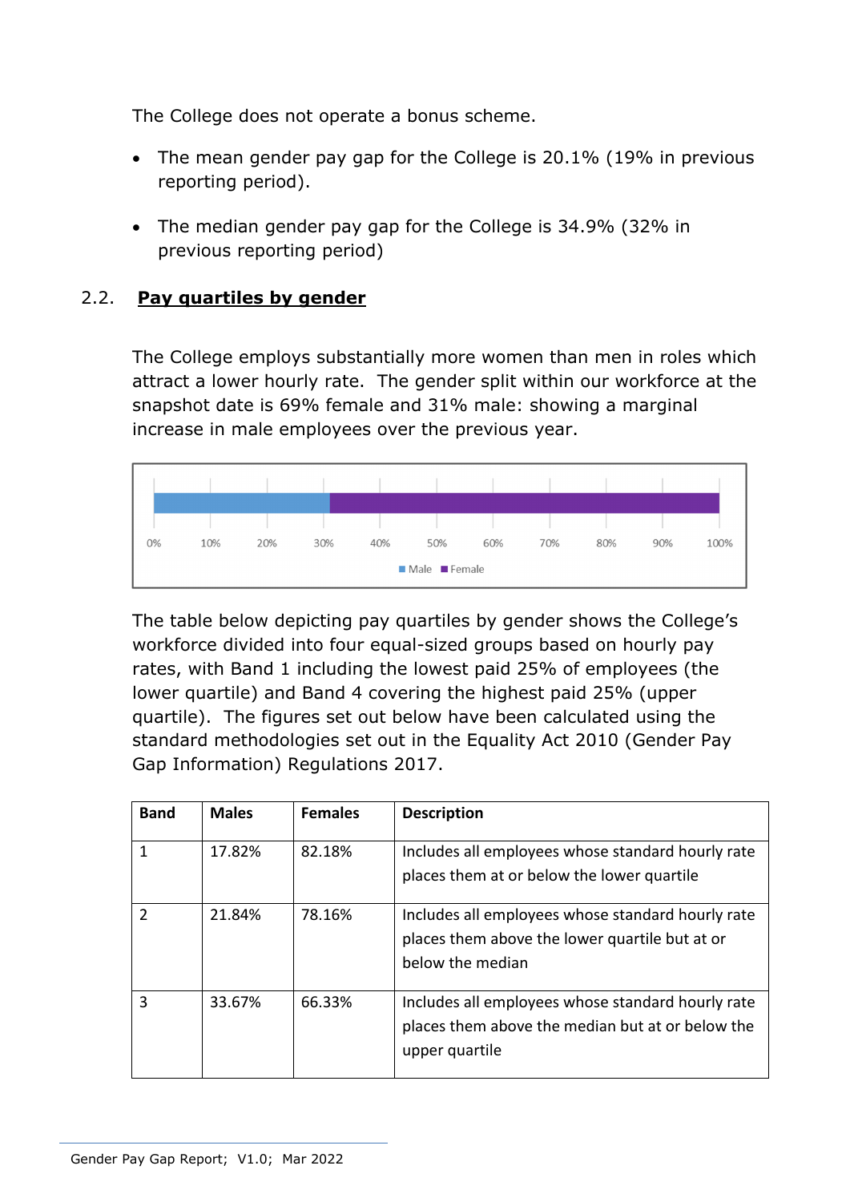The College does not operate a bonus scheme.

- The mean gender pay gap for the College is 20.1% (19% in previous reporting period).
- The median gender pay gap for the College is 34.9% (32% in previous reporting period)

## 2.2. Pay quartiles by gender

The College employs substantially more women than men in roles which attract a lower hourly rate. The gender split within our workforce at the snapshot date is 69% female and 31% male: showing a marginal increase in male employees over the previous year.

The table below depicting pay quartiles by gender shows the College's workforce divided into four equal-sized groups based on hourly pay rates, with Band 1 including the lowest paid 25% of employees (the lower quartile) and Band 4 covering the highest paid 25% (upper quartile). The figures set out below have been calculated using the standard methodologies set out in the Equality Act 2010 (Gender Pay Gap Information) Regulations 2017.

| Band | Males | Females | Description |
|---|---|---|---|
| 1 | 17.82% | 82.18% | Includes all employees whose standard hourly rate places them at or below the lower quartile |
| 2 | 21.84% | 78.16% | Includes all employees whose standard hourly rate places them above the lower quartile but at or below the median |
| 3 | 33.67% | 66.33% | Includes all employees whose standard hourly rate places them above the median but at or below the upper quartile |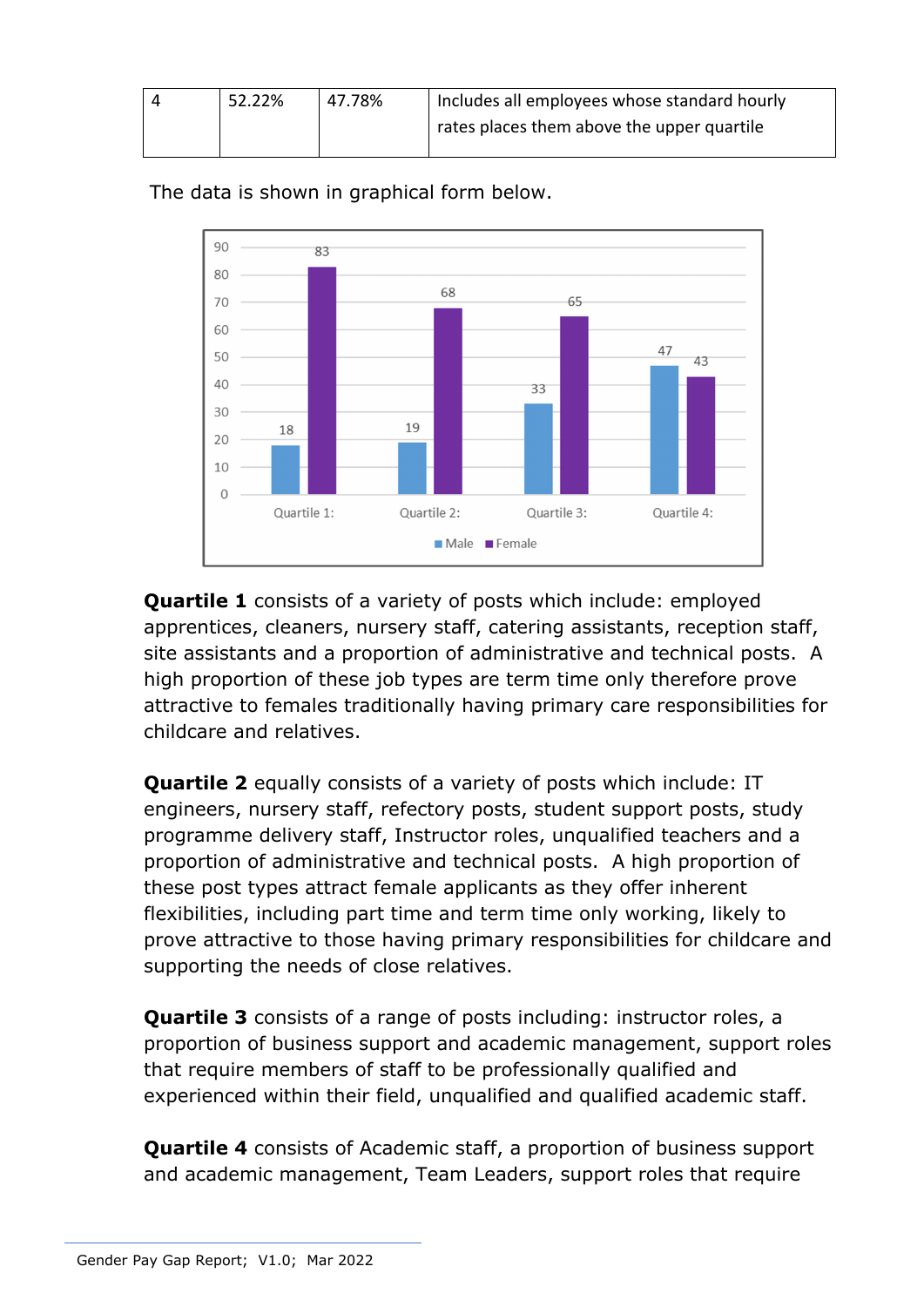| 4 | 52.22% | 47.78% | Includes all employees whose standard hourly rates places them above the upper quartile |
|---|---|---|---|

The data is shown in graphical form below.

**Quartile 1** consists of a variety of posts which include: employed apprentices, cleaners, nursery staff, catering assistants, reception staff, site assistants and a proportion of administrative and technical posts. A high proportion of these job types are term time only therefore prove attractive to females traditionally having primary care responsibilities for childcare and relatives.

**Quartile 2** equally consists of a variety of posts which include: IT engineers, nursery staff, refectory posts, student support posts, study programme delivery staff, Instructor roles, unqualified teachers and a proportion of administrative and technical posts. A high proportion of these post types attract female applicants as they offer inherent flexibilities, including part time and term time only working, likely to prove attractive to those having primary responsibilities for childcare and supporting the needs of close relatives.

**Quartile 3** consists of a range of posts including: instructor roles, a proportion of business support and academic management, support roles that require members of staff to be professionally qualified and experienced within their field, unqualified and qualified academic staff.

**Quartile 4** consists of Academic staff, a proportion of business support and academic management, Team Leaders, support roles that require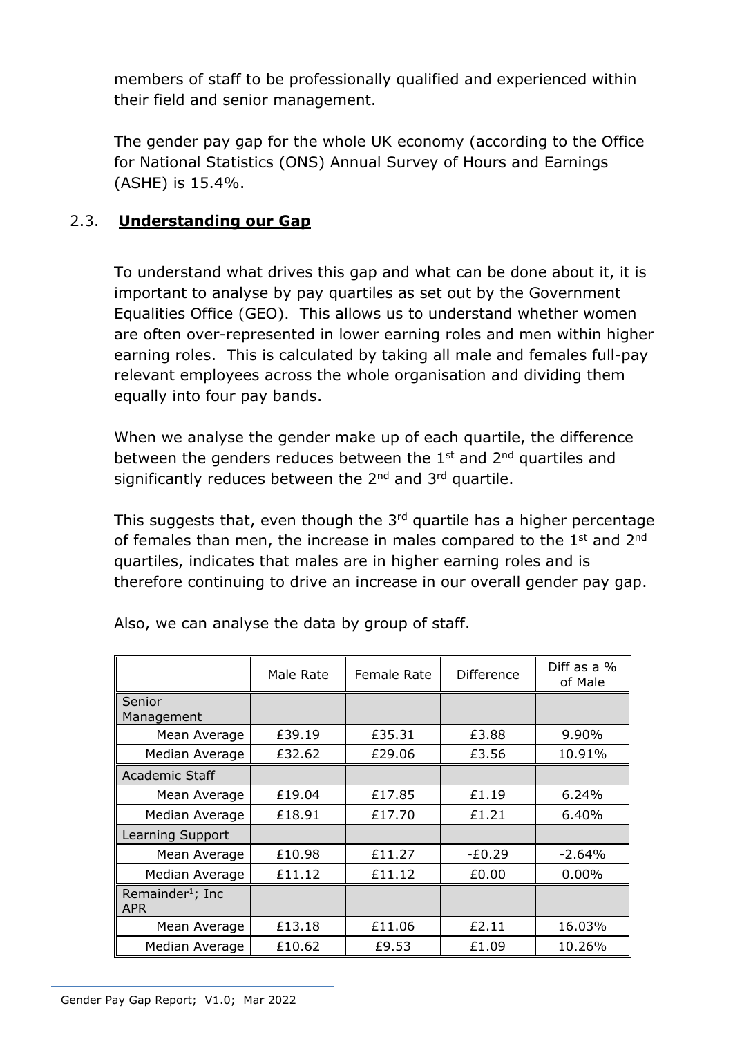members of staff to be professionally qualified and experienced within their field and senior management.

The gender pay gap for the whole UK economy (according to the Office for National Statistics (ONS) Annual Survey of Hours and Earnings (ASHE) is 15.4%.

## 2.3. **Understanding our Gap**

To understand what drives this gap and what can be done about it, it is important to analyse by pay quartiles as set out by the Government Equalities Office (GEO). This allows us to understand whether women are often over-represented in lower earning roles and men within higher earning roles. This is calculated by taking all male and females full-pay relevant employees across the whole organisation and dividing them equally into four pay bands.

When we analyse the gender make up of each quartile, the difference between the genders reduces between the 1st and 2nd quartiles and significantly reduces between the 2nd and 3rd quartile.

This suggests that, even though the 3rd quartile has a higher percentage of females than men, the increase in males compared to the 1st and 2nd quartiles, indicates that males are in higher earning roles and is therefore continuing to drive an increase in our overall gender pay gap.

Also, we can analyse the data by group of staff.

| | Male Rate | Female Rate | Difference | Diff as a % of Male |
|---|---|---|---|---|
| Senior Management | | | | |
| Mean Average | £39.19 | £35.31 | £3.88 | 9.90% |
| Median Average | £32.62 | £29.06 | £3.56 | 10.91% |
| Academic Staff | | | | |
| Mean Average | £19.04 | £17.85 | £1.19 | 6.24% |
| Median Average | £18.91 | £17.70 | £1.21 | 6.40% |
| Learning Support | | | | |
| Mean Average | £10.98 | £11.27 | -£0.29 | -2.64% |
| Median Average | £11.12 | £11.12 | £0.00 | 0.00% |
| Remainder[1]; Inc APR | | | | |
| Mean Average | £13.18 | £11.06 | £2.11 | 16.03% |
| Median Average | £10.62 | £9.53 | £1.09 | 10.26% |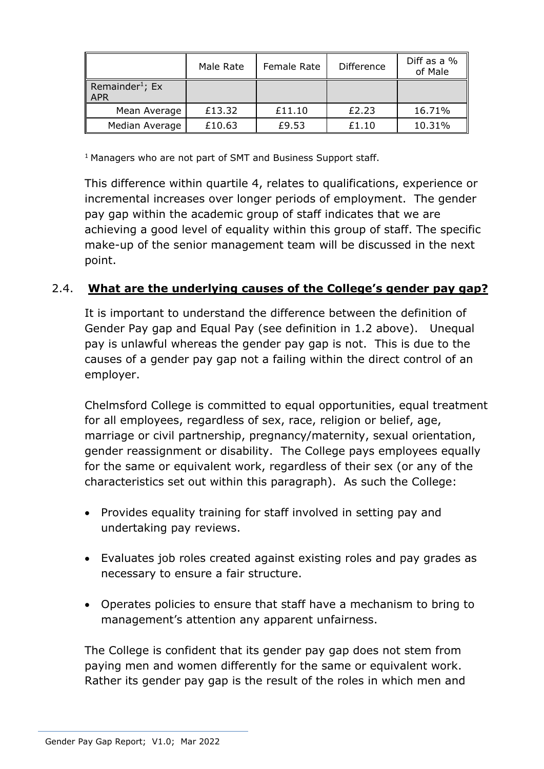| | Male Rate | Female Rate | Difference | Diff as a % of Male |
|---|---|---|---|---|
| Remainder[1]; Ex APR | | | | |
| Mean Average | £13.32 | £11.10 | £2.23 | 16.71% |
| Median Average | £10.63 | £9.53 | £1.10 | 10.31% |

[1] Managers who are not part of SMT and Business Support staff.

This difference within quartile 4, relates to qualifications, experience or incremental increases over longer periods of employment. The gender pay gap within the academic group of staff indicates that we are achieving a good level of equality within this group of staff. The specific make-up of the senior management team will be discussed in the next point.

## 2.4. What are the underlying causes of the College's gender pay gap?

It is important to understand the difference between the definition of Gender Pay gap and Equal Pay (see definition in 1.2 above). Unequal pay is unlawful whereas the gender pay gap is not. This is due to the causes of a gender pay gap not a failing within the direct control of an employer.

Chelmsford College is committed to equal opportunities, equal treatment for all employees, regardless of sex, race, religion or belief, age, marriage or civil partnership, pregnancy/maternity, sexual orientation, gender reassignment or disability. The College pays employees equally for the same or equivalent work, regardless of their sex (or any of the characteristics set out within this paragraph). As such the College:

- Provides equality training for staff involved in setting pay and undertaking pay reviews.
- Evaluates job roles created against existing roles and pay grades as necessary to ensure a fair structure.
- Operates policies to ensure that staff have a mechanism to bring to management's attention any apparent unfairness.

The College is confident that its gender pay gap does not stem from paying men and women differently for the same or equivalent work. Rather its gender pay gap is the result of the roles in which men and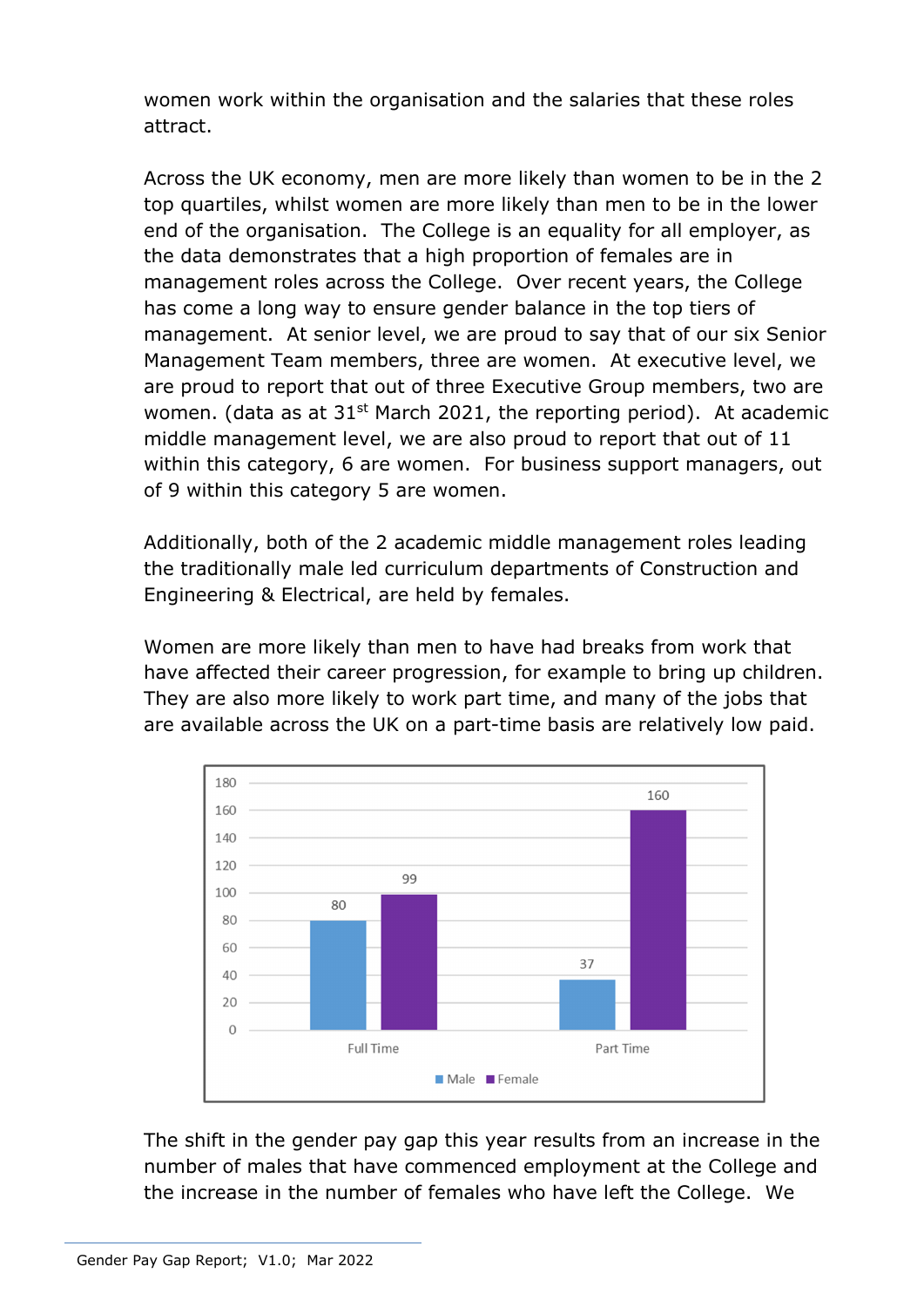women work within the organisation and the salaries that these roles attract.

Across the UK economy, men are more likely than women to be in the 2 top quartiles, whilst women are more likely than men to be in the lower end of the organisation. The College is an equality for all employer, as the data demonstrates that a high proportion of females are in management roles across the College. Over recent years, the College has come a long way to ensure gender balance in the top tiers of management. At senior level, we are proud to say that of our six Senior Management Team members, three are women. At executive level, we are proud to report that out of three Executive Group members, two are women. (data as at 31st March 2021, the reporting period). At academic middle management level, we are also proud to report that out of 11 within this category, 6 are women. For business support managers, out of 9 within this category 5 are women.

Additionally, both of the 2 academic middle management roles leading the traditionally male led curriculum departments of Construction and Engineering & Electrical, are held by females.

Women are more likely than men to have had breaks from work that have affected their career progression, for example to bring up children. They are also more likely to work part time, and many of the jobs that are available across the UK on a part-time basis are relatively low paid.

| | Male | Female |
|---|---|---|
| Full Time | 80 | 99 |
| Part Time | 37 | 160 |

The shift in the gender pay gap this year results from an increase in the number of males that have commenced employment at the College and the increase in the number of females who have left the College. We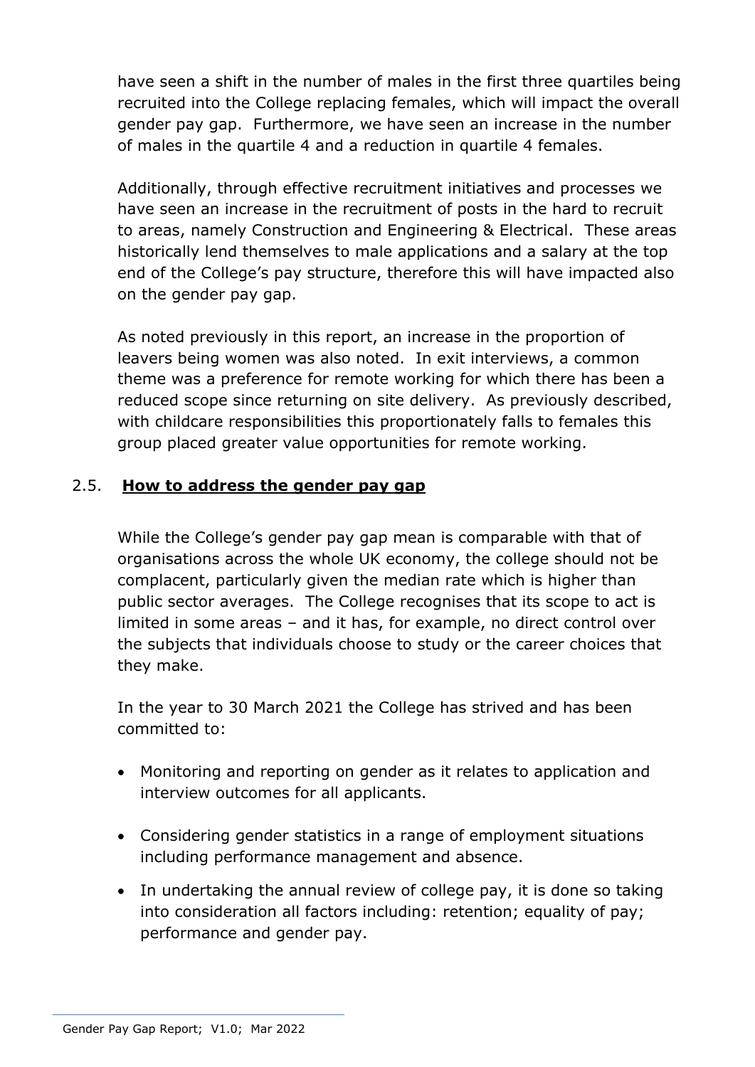have seen a shift in the number of males in the first three quartiles being recruited into the College replacing females, which will impact the overall gender pay gap. Furthermore, we have seen an increase in the number of males in the quartile 4 and a reduction in quartile 4 females.

Additionally, through effective recruitment initiatives and processes we have seen an increase in the recruitment of posts in the hard to recruit to areas, namely Construction and Engineering & Electrical. These areas historically lend themselves to male applications and a salary at the top end of the College's pay structure, therefore this will have impacted also on the gender pay gap.

As noted previously in this report, an increase in the proportion of leavers being women was also noted. In exit interviews, a common theme was a preference for remote working for which there has been a reduced scope since returning on site delivery. As previously described, with childcare responsibilities this proportionately falls to females this group placed greater value opportunities for remote working.

## 2.5. **How to address the gender pay gap**

While the College's gender pay gap mean is comparable with that of organisations across the whole UK economy, the college should not be complacent, particularly given the median rate which is higher than public sector averages. The College recognises that its scope to act is limited in some areas – and it has, for example, no direct control over the subjects that individuals choose to study or the career choices that they make.

In the year to 30 March 2021 the College has strived and has been committed to:

- Monitoring and reporting on gender as it relates to application and interview outcomes for all applicants.
- Considering gender statistics in a range of employment situations including performance management and absence.
- In undertaking the annual review of college pay, it is done so taking into consideration all factors including: retention; equality of pay; performance and gender pay.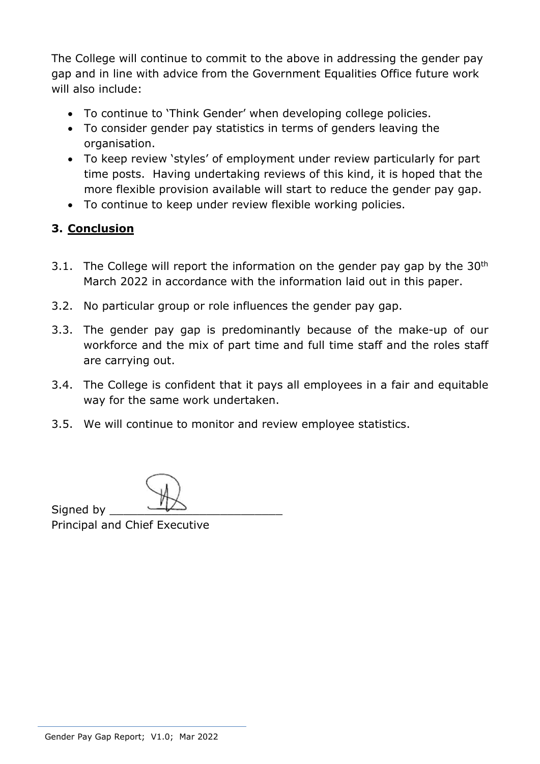The College will continue to commit to the above in addressing the gender pay gap and in line with advice from the Government Equalities Office future work will also include:

- To continue to 'Think Gender' when developing college policies.
- To consider gender pay statistics in terms of genders leaving the organisation.
- To keep review 'styles' of employment under review particularly for part time posts. Having undertaking reviews of this kind, it is hoped that the more flexible provision available will start to reduce the gender pay gap.
- To continue to keep under review flexible working policies.

## 3. Conclusion

3.1. The College will report the information on the gender pay gap by the 30th March 2022 in accordance with the information laid out in this paper.

3.2. No particular group or role influences the gender pay gap.

3.3. The gender pay gap is predominantly because of the make-up of our workforce and the mix of part time and full time staff and the roles staff are carrying out.

3.4. The College is confident that it pays all employees in a fair and equitable way for the same work undertaken.

3.5. We will continue to monitor and review employee statistics.

Signed by ________________________

Principal and Chief Executive